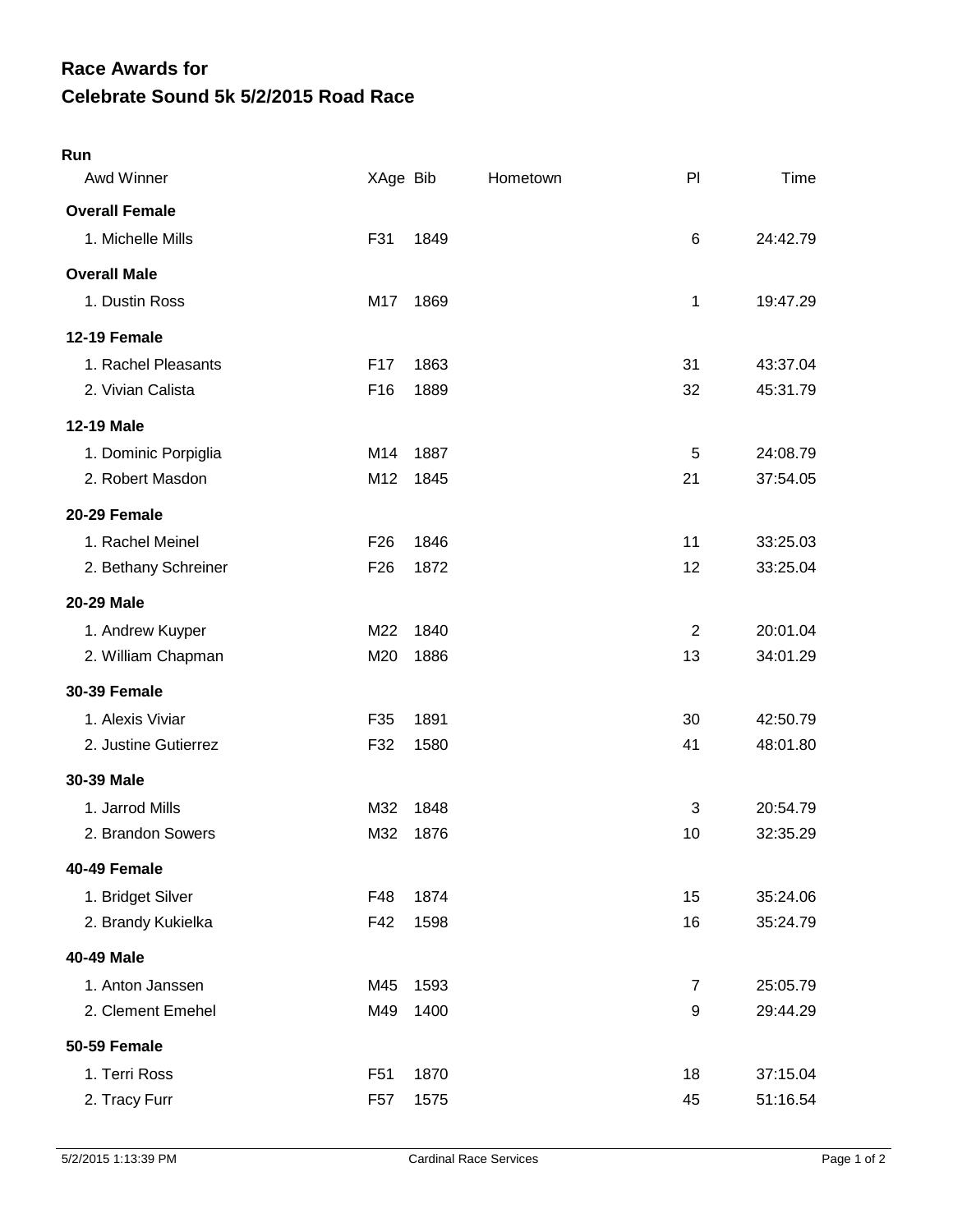# Race Awards for
# Celebrate Sound 5k 5/2/2015 Road Race

**Run**

| Awd Winner | XAge | Bib | Hometown | Pl | Time |
|---|---|---|---|---|---|
| **Overall Female** | | | | | |
| 1. Michelle Mills | F31 | 1849 | | 6 | 24:42.79 |
| **Overall Male** | | | | | |
| 1. Dustin Ross | M17 | 1869 | | 1 | 19:47.29 |
| **12-19 Female** | | | | | |
| 1. Rachel Pleasants | F17 | 1863 | | 31 | 43:37.04 |
| 2. Vivian Calista | F16 | 1889 | | 32 | 45:31.79 |
| **12-19 Male** | | | | | |
| 1. Dominic Porpiglia | M14 | 1887 | | 5 | 24:08.79 |
| 2. Robert Masdon | M12 | 1845 | | 21 | 37:54.05 |
| **20-29 Female** | | | | | |
| 1. Rachel Meinel | F26 | 1846 | | 11 | 33:25.03 |
| 2. Bethany Schreiner | F26 | 1872 | | 12 | 33:25.04 |
| **20-29 Male** | | | | | |
| 1. Andrew Kuyper | M22 | 1840 | | 2 | 20:01.04 |
| 2. William Chapman | M20 | 1886 | | 13 | 34:01.29 |
| **30-39 Female** | | | | | |
| 1. Alexis Viviar | F35 | 1891 | | 30 | 42:50.79 |
| 2. Justine Gutierrez | F32 | 1580 | | 41 | 48:01.80 |
| **30-39 Male** | | | | | |
| 1. Jarrod Mills | M32 | 1848 | | 3 | 20:54.79 |
| 2. Brandon Sowers | M32 | 1876 | | 10 | 32:35.29 |
| **40-49 Female** | | | | | |
| 1. Bridget Silver | F48 | 1874 | | 15 | 35:24.06 |
| 2. Brandy Kukielka | F42 | 1598 | | 16 | 35:24.79 |
| **40-49 Male** | | | | | |
| 1. Anton Janssen | M45 | 1593 | | 7 | 25:05.79 |
| 2. Clement Emehel | M49 | 1400 | | 9 | 29:44.29 |
| **50-59 Female** | | | | | |
| 1. Terri Ross | F51 | 1870 | | 18 | 37:15.04 |
| 2. Tracy Furr | F57 | 1575 | | 45 | 51:16.54 |

5/2/2015 1:13:39 PM — Cardinal Race Services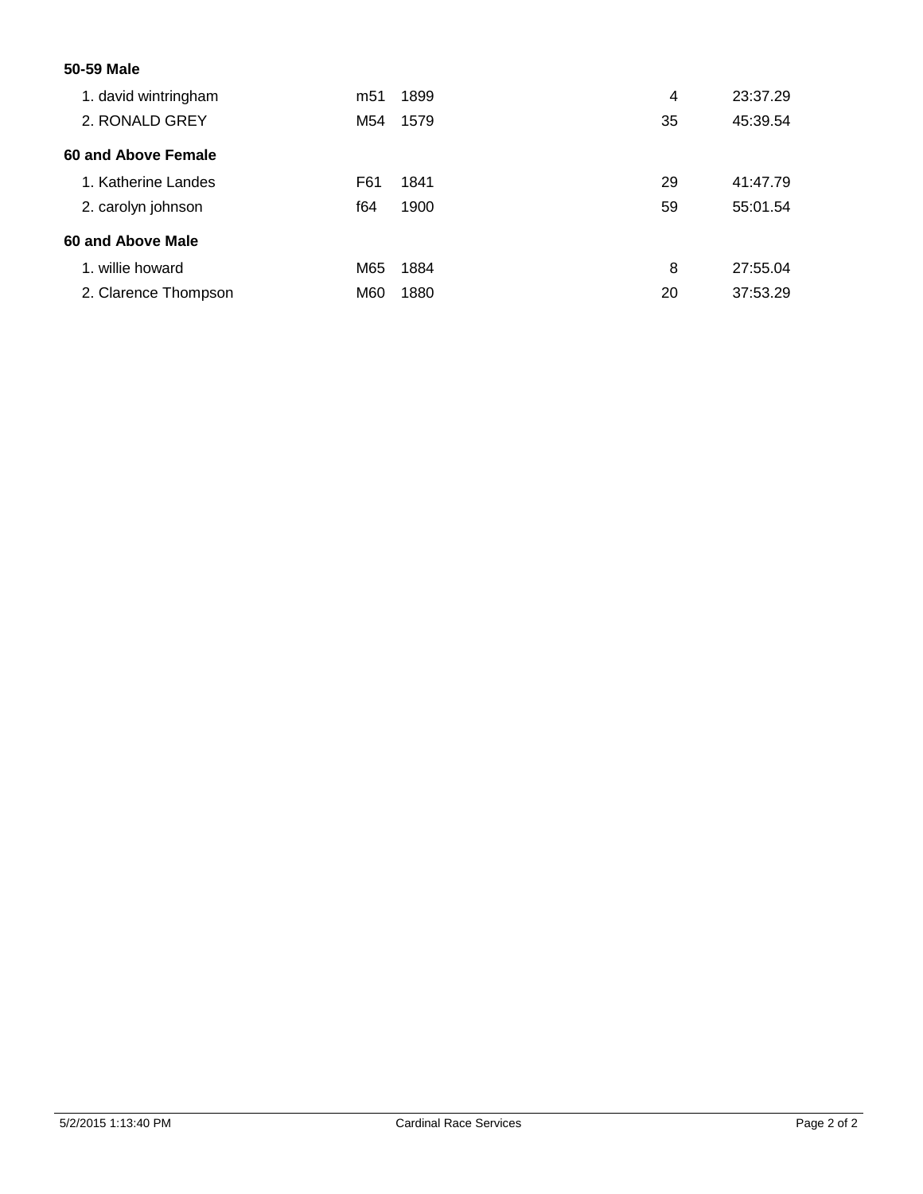**50-59 Male**

| | | | | |
|---|---|---|---|---|
| 1. david wintringham | m51 | 1899 | 4 | 23:37.29 |
| 2. RONALD GREY | M54 | 1579 | 35 | 45:39.54 |

**60 and Above Female**

| | | | | |
|---|---|---|---|---|
| 1. Katherine Landes | F61 | 1841 | 29 | 41:47.79 |
| 2. carolyn johnson | f64 | 1900 | 59 | 55:01.54 |

**60 and Above Male**

| | | | | |
|---|---|---|---|---|
| 1. willie howard | M65 | 1884 | 8 | 27:55.04 |
| 2. Clarence Thompson | M60 | 1880 | 20 | 37:53.29 |